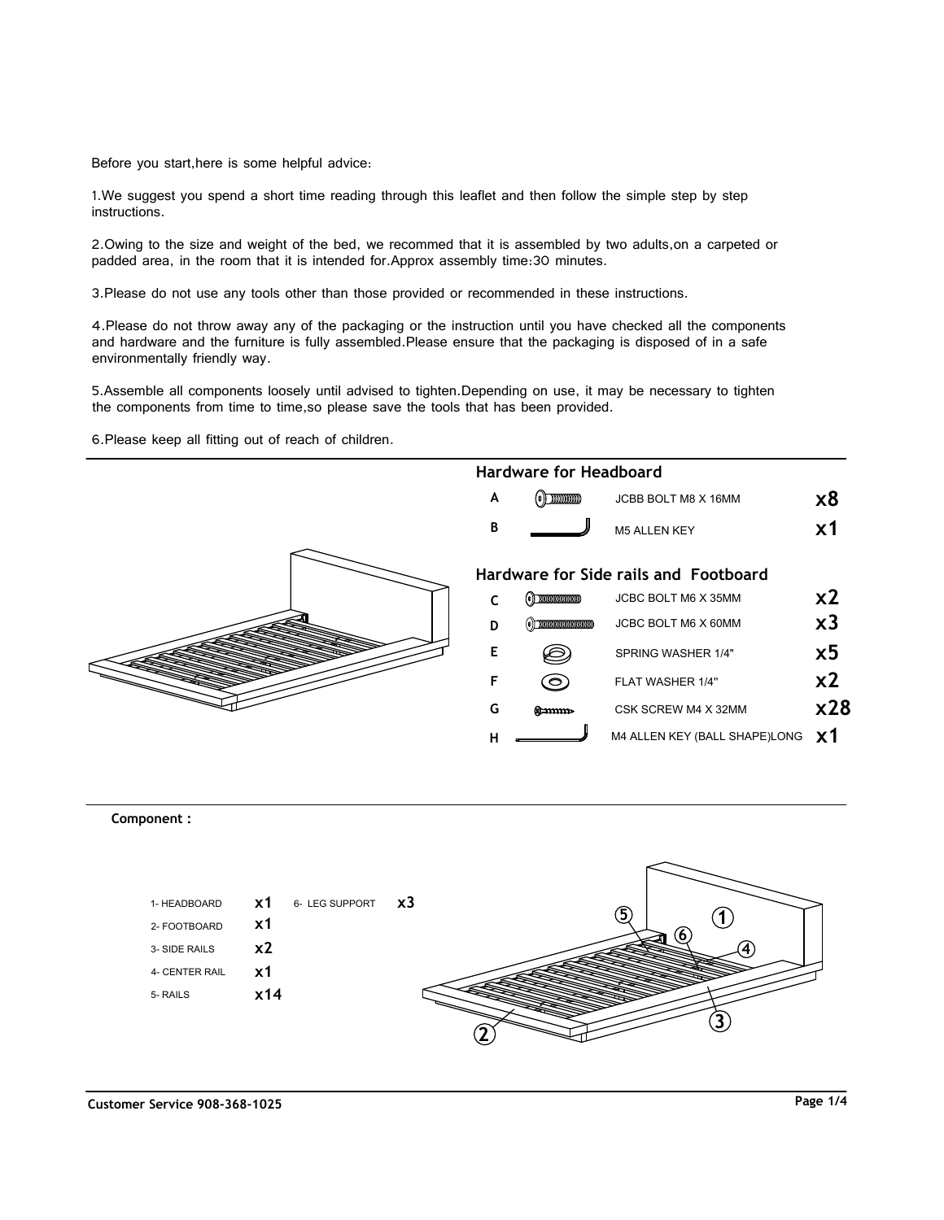Before you start,here is some helpful advice:

1.We suggest you spend a short time reading through this leaflet and then follow the simple step by step instructions.

2.Owing to the size and weight of the bed, we recommed that it is assembled by two adults,on a carpeted or padded area, in the room that it is intended for.Approx assembly time:30 minutes.

3.Please do not use any tools other than those provided or recommended in these instructions.

4.Please do not throw away any of the packaging or the instruction until you have checked all the components and hardware and the furniture is fully assembled.Please ensure that the packaging is disposed of in a safe environmentally friendly way.

5.Assemble all components loosely until advised to tighten.Depending on use, it may be necessary to tighten the components from time to time,so please save the tools that has been provided.

6.Please keep all fitting out of reach of children.

## Hardware for Headboard

| | | |
|---|---|---|
| **A** | JCBB BOLT M8 X 16MM | **x8** |
| **B** | M5 ALLEN KEY | **x1** |

## Hardware for Side rails and Footboard

| | | |
|---|---|---|
| **C** | JCBC BOLT M6 X 35MM | **x2** |
| **D** | JCBC BOLT M6 X 60MM | **x3** |
| **E** | SPRING WASHER 1/4" | **x5** |
| **F** | FLAT WASHER 1/4" | **x2** |
| **G** | CSK SCREW M4 X 32MM | **x28** |
| **H** | M4 ALLEN KEY (BALL SHAPE)LONG | **x1** |

**Component :**

| | | | |
|---|---|---|---|
| 1- HEADBOARD | **x1** | 6- LEG SUPPORT | **x3** |
| 2- FOOTBOARD | **x1** | | |
| 3- SIDE RAILS | **x2** | | |
| 4- CENTER RAIL | **x1** | | |
| 5- RAILS | **x14** | | |

**Customer Service 908-368-1025**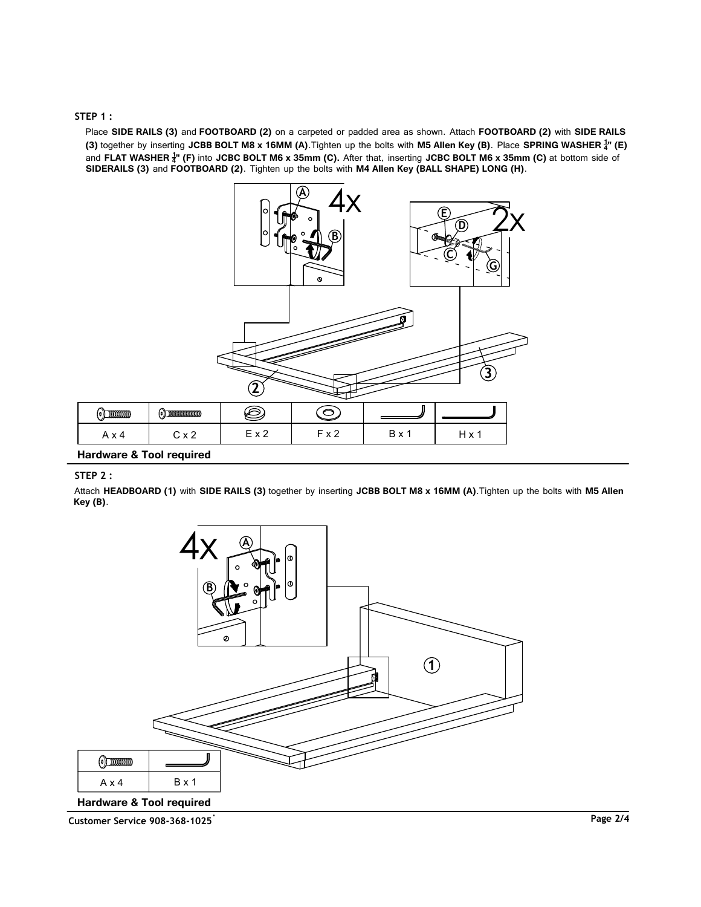## STEP 1 :

Place **SIDE RAILS (3)** and **FOOTBOARD (2)** on a carpeted or padded area as shown. Attach **FOOTBOARD (2)** with **SIDE RAILS (3)** together by inserting **JCBB BOLT M8 x 16MM (A)**.Tighten up the bolts with **M5 Allen Key (B)**. Place **SPRING WASHER ¼" (E)** and **FLAT WASHER ¼" (F)** into **JCBC BOLT M6 x 35mm (C).** After that, inserting **JCBC BOLT M6 x 35mm (C)** at bottom side of **SIDERAILS (3)** and **FOOTBOARD (2)**. Tighten up the bolts with **M4 Allen Key (BALL SHAPE) LONG (H)**.

| A x 4 | C x 2 | E x 2 | F x 2 | B x 1 | H x 1 |
|---|---|---|---|---|---|

**Hardware & Tool required**

## STEP 2 :

Attach **HEADBOARD (1)** with **SIDE RAILS (3)** together by inserting **JCBB BOLT M8 x 16MM (A)**.Tighten up the bolts with **M5 Allen Key (B)**.

| A x 4 | B x 1 |
|---|---|

**Hardware & Tool required**

**Customer Service 908-368-1025**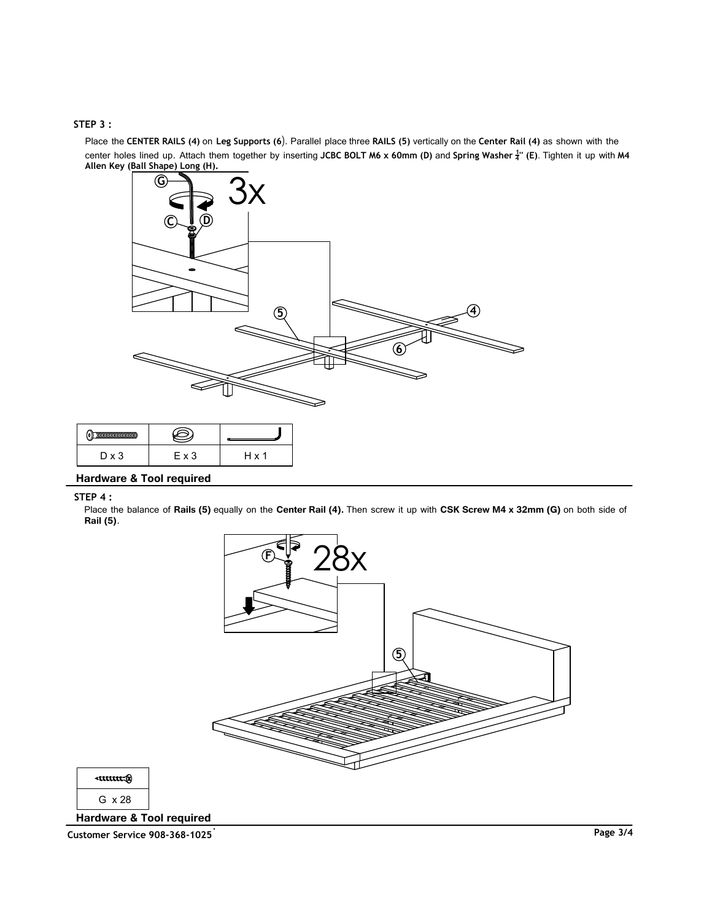**STEP 3 :**

Place the **CENTER RAILS (4)** on **Leg Supports (6**). Parallel place three **RAILS (5)** vertically on the **Center Rail (4)** as shown with the center holes lined up. Attach them together by inserting **JCBC BOLT M6 x 60mm (D)** and **Spring Washer ¼" (E)**. Tighten it up with **M4 Allen Key (Ball Shape) Long (H).**

| | | |
|---|---|---|
| D x 3 | E x 3 | H x 1 |

**Hardware & Tool required**

**STEP 4 :**

Place the balance of **Rails (5)** equally on the **Center Rail (4).** Then screw it up with **CSK Screw M4 x 32mm (G)** on both side of **Rail (5)**.

| |
|---|
| G x 28 |

**Hardware & Tool required**

**Customer Service 908-368-1025**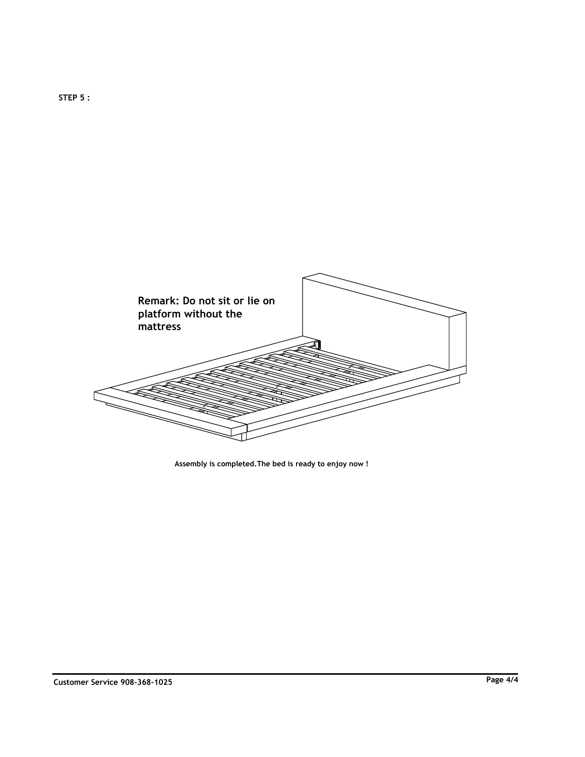**STEP 5 :**

**Remark: Do not sit or lie on platform without the mattress**

**Assembly is completed.The bed is ready to enjoy now !**

**Customer Service 908-368-1025**